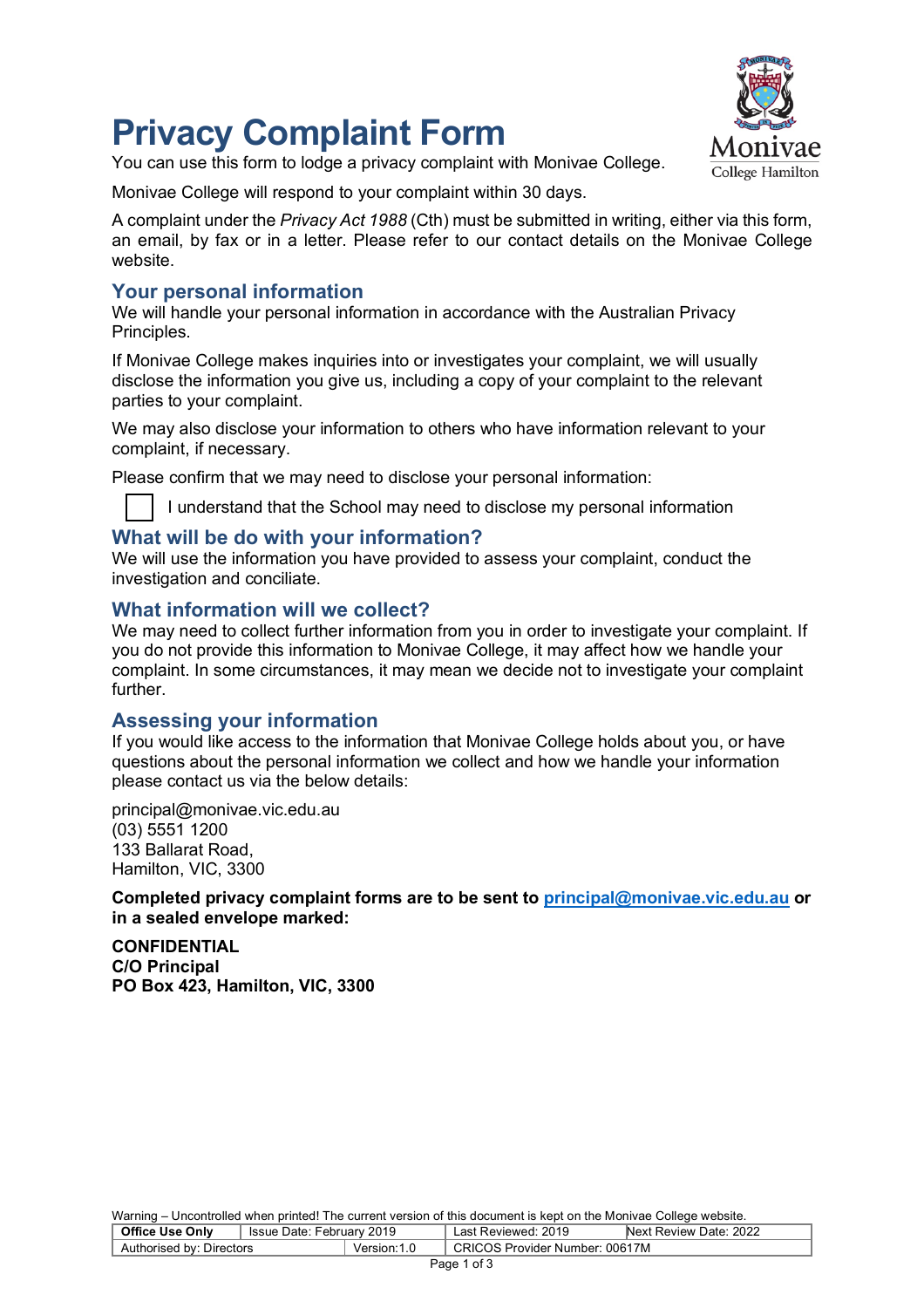# Privacy Complaint Form

You can use this form to lodge a privacy complaint with Monivae College.

Monivae College will respond to your complaint within 30 days.

A complaint under the *Privacy Act 1988* (Cth) must be submitted in writing, either via this form, an email, by fax or in a letter. Please refer to our contact details on the Monivae College website.

## Your personal information

We will handle your personal information in accordance with the Australian Privacy Principles.

If Monivae College makes inquiries into or investigates your complaint, we will usually disclose the information you give us, including a copy of your complaint to the relevant parties to your complaint.

We may also disclose your information to others who have information relevant to your complaint, if necessary.

Please confirm that we may need to disclose your personal information:

☐ I understand that the School may need to disclose my personal information

## What will be do with your information?

We will use the information you have provided to assess your complaint, conduct the investigation and conciliate.

## What information will we collect?

We may need to collect further information from you in order to investigate your complaint. If you do not provide this information to Monivae College, it may affect how we handle your complaint. In some circumstances, it may mean we decide not to investigate your complaint further.

## Assessing your information

If you would like access to the information that Monivae College holds about you, or have questions about the personal information we collect and how we handle your information please contact us via the below details:

principal@monivae.vic.edu.au
(03) 5551 1200
133 Ballarat Road,
Hamilton, VIC, 3300

**Completed privacy complaint forms are to be sent to principal@monivae.vic.edu.au or in a sealed envelope marked:**

**CONFIDENTIAL**
**C/O Principal**
**PO Box 423, Hamilton, VIC, 3300**

Warning – Uncontrolled when printed! The current version of this document is kept on the Monivae College website.

| **Office Use Only** | Issue Date: February 2019 | Last Reviewed: 2019 | Next Review Date: 2022 |
|---|---|---|---|
| Authorised by: Directors | Version:1.0 | CRICOS Provider Number: 00617M | |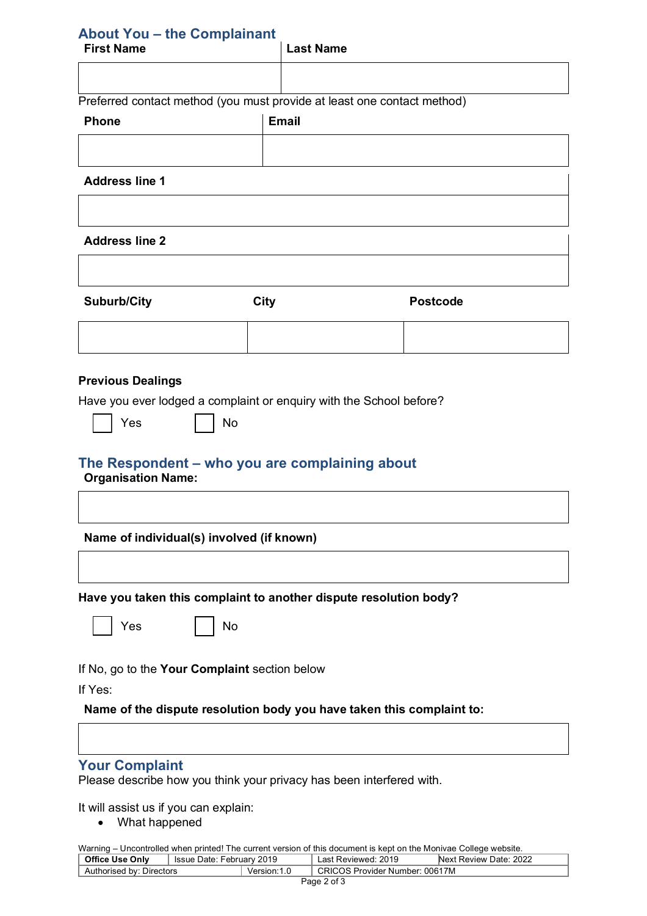## About You – the Complainant

| First Name | Last Name |
|---|---|
| | |

Preferred contact method (you must provide at least one contact method)

| Phone | Email |
|---|---|
| | |

| Address line 1 |
|---|
| |

| Address line 2 |
|---|
| |

| Suburb/City | City | Postcode |
|---|---|---|
| | | |

**Previous Dealings**

Have you ever lodged a complaint or enquiry with the School before?

☐ Yes ☐ No

## The Respondent – who you are complaining about

| Organisation Name: |
|---|
| |

| Name of individual(s) involved (if known) |
|---|
| |

**Have you taken this complaint to another dispute resolution body?**

☐ Yes ☐ No

If No, go to the **Your Complaint** section below

If Yes:

| Name of the dispute resolution body you have taken this complaint to: |
|---|
| |

## Your Complaint

Please describe how you think your privacy has been interfered with.

It will assist us if you can explain:

- What happened

Warning – Uncontrolled when printed! The current version of this document is kept on the Monivae College website.

| **Office Use Only** | Issue Date: February 2019 | Last Reviewed: 2019 | Next Review Date: 2022 |
|---|---|---|---|
| Authorised by: Directors | Version:1.0 | CRICOS Provider Number: 00617M | |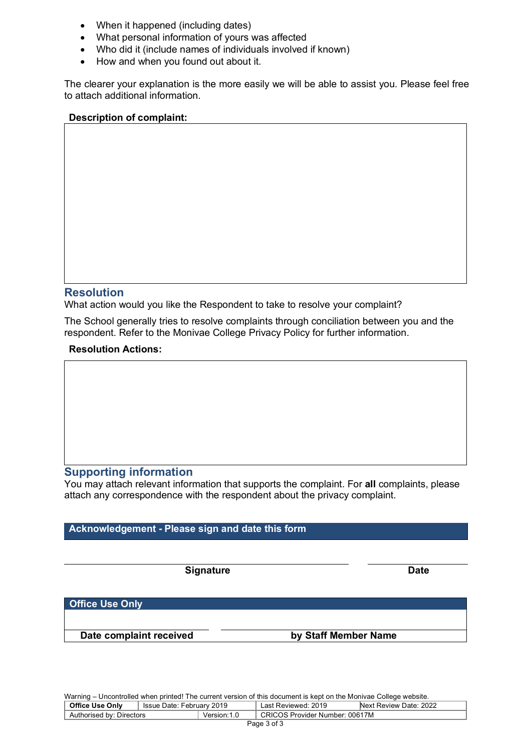- When it happened (including dates)
- What personal information of yours was affected
- Who did it (include names of individuals involved if known)
- How and when you found out about it.

The clearer your explanation is the more easily we will be able to assist you. Please feel free to attach additional information.

**Description of complaint:**

## Resolution

What action would you like the Respondent to take to resolve your complaint?

The School generally tries to resolve complaints through conciliation between you and the respondent. Refer to the Monivae College Privacy Policy for further information.

**Resolution Actions:**

## Supporting information

You may attach relevant information that supports the complaint. For **all** complaints, please attach any correspondence with the respondent about the privacy complaint.

**Acknowledgement - Please sign and date this form**

| | |
|---|---|
| **Signature** | **Date** |

**Office Use Only**

| | |
|---|---|
| **Date complaint received** | **by Staff Member Name** |

Warning – Uncontrolled when printed! The current version of this document is kept on the Monivae College website.

| | | | |
|---|---|---|---|
| **Office Use Only** | Issue Date: February 2019 | Last Reviewed: 2019 | Next Review Date: 2022 |
| Authorised by: Directors | Version:1.0 | CRICOS Provider Number: 00617M | |